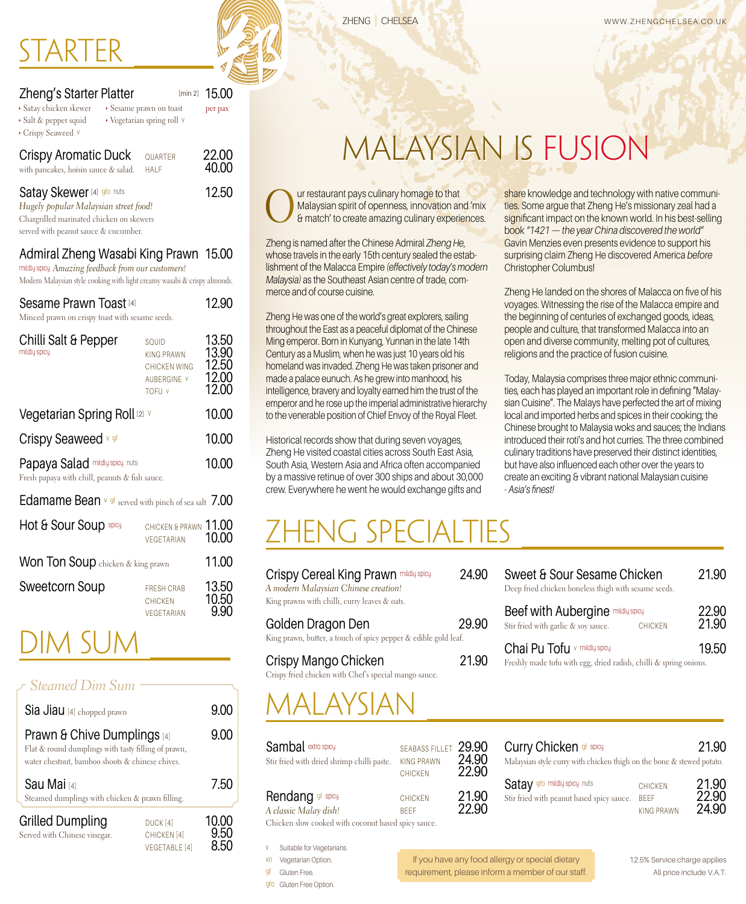# STARTER

**Zheng's Starter Platter** [min 2] — 15.00 per pax
- Satay chicken skewer
- Sesame prawn on toast
- Salt & pepper squid
- Vegetarian spring roll v
- Crispy Seaweed v

**Crispy Aromatic Duck**
with pancakes, hoisin sauce & salad.

| | |
|---|---|
| QUARTER | 22.00 |
| HALF | 40.00 |

**Satay Skewer** [4] gfo nuts — 12.50
*Hugely popular Malaysian street food!*
Chargrilled marinated chicken on skewers served with peanut sauce & cucumber.

**Admiral Zheng Wasabi King Prawn** — 15.00
mildly spicy *Amazing feedback from our customers!*
Modern Malaysian style cooking with light creamy wasabi & crispy almonds.

**Sesame Prawn Toast** [4] — 12.90
Minced prawn on crispy toast with sesame seeds.

**Chilli Salt & Pepper**
mildly spicy

| | |
|---|---|
| SQUID | 13.50 |
| KING PRAWN | 13.90 |
| CHICKEN WING | 12.50 |
| AUBERGINE v | 12.00 |
| TOFU v | 12.00 |

**Vegetarian Spring Roll** [2] v — 10.00

**Crispy Seaweed** v gf — 10.00

**Papaya Salad** mildly spicy nuts — 10.00
Fresh papaya with chill, peanuts & fish sauce.

**Edamame Bean** v gf served with pinch of sea salt — 7.00

**Hot & Sour Soup** spicy

| | |
|---|---|
| CHICKEN & PRAWN | 11.00 |
| VEGETARIAN | 10.00 |

**Won Ton Soup** chicken & king prawn — 11.00

**Sweetcorn Soup**

| | |
|---|---|
| FRESH CRAB | 13.50 |
| CHICKEN | 10.50 |
| VEGETARIAN | 9.90 |

# DIM SUM

## *Steamed Dim Sum*

**Sia Jiau** [4] chopped prawn — 9.00

**Prawn & Chive Dumplings** [4] — 9.00
Flat & round dumplings with tasty filling of prawn, water chestnut, bamboo shoots & chinese chives.

**Sau Mai** [4] — 7.50
Steamed dumplings with chicken & prawn filling.

**Grilled Dumpling**
Served with Chinese vinegar.

| | |
|---|---|
| DUCK [4] | 10.00 |
| CHICKEN [4] | 9.50 |
| VEGETABLE [4] | 8.50 |

# MALAYSIAN IS FUSION

Our restaurant pays culinary homage to that Malaysian spirit of openness, innovation and 'mix & match' to create amazing culinary experiences.

Zheng is named after the Chinese Admiral *Zheng He*, whose travels in the early 15th century sealed the establishment of the Malacca Empire *(effectively today's modern Malaysia)* as the Southeast Asian centre of trade, commerce and of course cuisine.

Zheng He was one of the world's great explorers, sailing throughout the East as a peaceful diplomat of the Chinese Ming emperor. Born in Kunyang, Yunnan in the late 14th Century as a Muslim, when he was just 10 years old his homeland was invaded. Zheng He was taken prisoner and made a palace eunuch. As he grew into manhood, his intelligence, bravery and loyalty earned him the trust of the emperor and he rose up the imperial administrative hierarchy to the venerable position of Chief Envoy of the Royal Fleet.

Historical records show that during seven voyages, Zheng He visited coastal cities across South East Asia, South Asia, Western Asia and Africa often accompanied by a massive retinue of over 300 ships and about 30,000 crew. Everywhere he went he would exchange gifts and share knowledge and technology with native communities. Some argue that Zheng He's missionary zeal had a significant impact on the known world. In his best-selling book *"1421 — the year China discovered the world"* Gavin Menzies even presents evidence to support his surprising claim Zheng He discovered America *before* Christopher Columbus!

Zheng He landed on the shores of Malacca on five of his voyages. Witnessing the rise of the Malacca empire and the beginning of centuries of exchanged goods, ideas, people and culture, that transformed Malacca into an open and diverse community, melting pot of cultures, religions and the practice of fusion cuisine.

Today, Malaysia comprises three major ethnic communities, each has played an important role in defining "Malaysian Cuisine". The Malays have perfected the art of mixing local and imported herbs and spices in their cooking; the Chinese brought to Malaysia woks and sauces; the Indians introduced their roti's and hot curries. The three combined culinary traditions have preserved their distinct identities, but have also influenced each other over the years to create an exciting & vibrant national Malaysian cuisine *- Asia's finest!*

# ZHENG SPECIALTIES

**Crispy Cereal King Prawn** mildly spicy — 24.90
*A modern Malaysian Chinese creation!*
King prawns with chilli, curry leaves & oats.

**Golden Dragon Den** — 29.90
King prawn, butter, a touch of spicy pepper & edible gold leaf.

**Crispy Mango Chicken** — 21.90
Crispy fried chicken with Chef's special mango sauce.

**Sweet & Sour Sesame Chicken** — 21.90
Deep fried chicken boneless thigh with sesame seeds.

**Beef with Aubergine** mildly spicy — 22.90
Stir fried with garlic & soy sauce. CHICKEN — 21.90

**Chai Pu Tofu** v mildly spicy — 19.50
Freshly made tofu with egg, dried radish, chilli & spring onions.

# MALAYSIAN

**Sambal** extra spicy
Stir fried with dried shrimp chilli paste.

| | |
|---|---|
| SEABASS FILLET | 29.90 |
| KING PRAWN | 24.90 |
| CHICKEN | 22.90 |

**Rendang** gf spicy
*A classic Malay dish!*
Chicken slow cooked with coconut based spicy sauce.

| | |
|---|---|
| CHICKEN | 21.90 |
| BEEF | 22.90 |

**Curry Chicken** gf spicy — 21.90
Malaysian style curry with chicken thigh on the bone & stewed potato.

**Satay** gfo mildly spicy nuts
Stir fried with peanut based spicy sauce.

| | |
|---|---|
| CHICKEN | 21.90 |
| BEEF | 22.90 |
| KING PRAWN | 24.90 |

- v — Suitable for Vegetarians.
- vo — Vegetarian Option.
- gf — Gluten Free.
- gfo — Gluten Free Option.

If you have any food allergy or special dietary requirement, please inform a member of our staff.

12.5% Service charge applies
All price include V.A.T.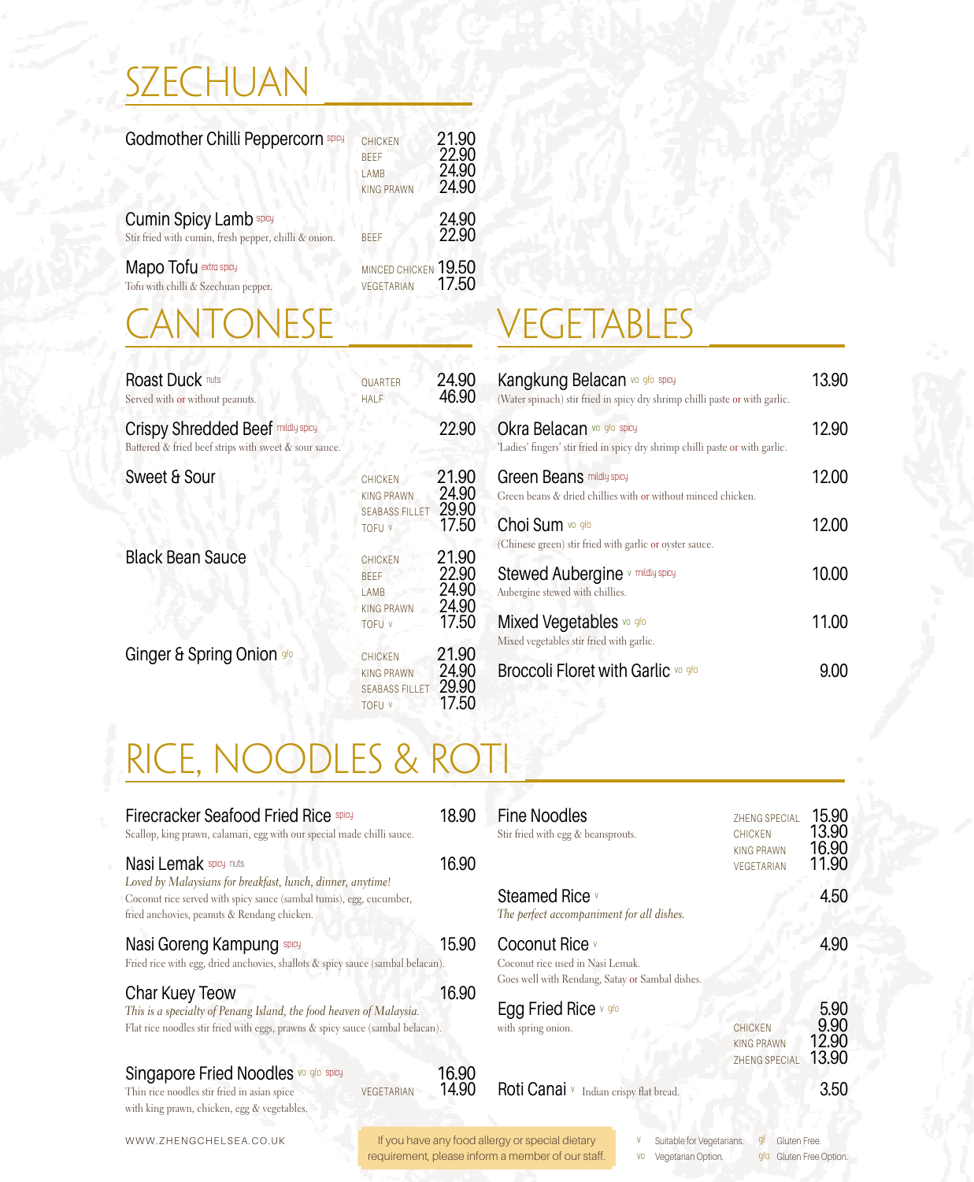# SZECHUAN

**Godmother Chilli Peppercorn** spicy

| | |
|---|---|
| CHICKEN | 21.90 |
| BEEF | 22.90 |
| LAMB | 24.90 |
| KING PRAWN | 24.90 |

**Cumin Spicy Lamb** spicy — 24.90
Stir fried with cumin, fresh pepper, chilli & onion.
BEEF — 22.90

**Mapo Tofu** extra spicy
Tofu with chilli & Szechuan pepper.

| | |
|---|---|
| MINCED CHICKEN | 19.50 |
| VEGETARIAN | 17.50 |

# CANTONESE

**Roast Duck** nuts
Served with or without peanuts.

| | |
|---|---|
| QUARTER | 24.90 |
| HALF | 46.90 |

**Crispy Shredded Beef** mildly spicy — 22.90
Battered & fried beef strips with sweet & sour sauce.

**Sweet & Sour**

| | |
|---|---|
| CHICKEN | 21.90 |
| KING PRAWN | 24.90 |
| SEABASS FILLET | 29.90 |
| TOFU v | 17.50 |

**Black Bean Sauce**

| | |
|---|---|
| CHICKEN | 21.90 |
| BEEF | 22.90 |
| LAMB | 24.90 |
| KING PRAWN | 24.90 |
| TOFU v | 17.50 |

**Ginger & Spring Onion** gfo

| | |
|---|---|
| CHICKEN | 21.90 |
| KING PRAWN | 24.90 |
| SEABASS FILLET | 29.90 |
| TOFU v | 17.50 |

# VEGETABLES

**Kangkung Belacan** vo gfo spicy — 13.90
(Water spinach) stir fried in spicy dry shrimp chilli paste or with garlic.

**Okra Belacan** vo gfo spicy — 12.90
'Ladies' fingers' stir fried in spicy dry shrimp chilli paste or with garlic.

**Green Beans** mildly spicy — 12.00
Green beans & dried chillies with or without minced chicken.

**Choi Sum** vo gfo — 12.00
(Chinese green) stir fried with garlic or oyster sauce.

**Stewed Aubergine** v mildly spicy — 10.00
Aubergine stewed with chillies.

**Mixed Vegetables** vo gfo — 11.00
Mixed vegetables stir fried with garlic.

**Broccoli Floret with Garlic** vo gfo — 9.00

# RICE, NOODLES & ROTI

**Firecracker Seafood Fried Rice** spicy — 18.90
Scallop, king prawn, calamari, egg with our special made chilli sauce.

**Nasi Lemak** spicy nuts — 16.90
*Loved by Malaysians for breakfast, lunch, dinner, anytime!*
Coconut rice served with spicy sauce (sambal tumis), egg, cucumber, fried anchovies, peanuts & Rendang chicken.

**Nasi Goreng Kampung** spicy — 15.90
Fried rice with egg, dried anchovies, shallots & spicy sauce (sambal belacan).

**Char Kuey Teow** — 16.90
*This is a specialty of Penang Island, the food heaven of Malaysia.*
Flat rice noodles stir fried with eggs, prawns & spicy sauce (sambal belacan).

**Singapore Fried Noodles** vo gfo spicy — 16.90
Thin rice noodles stir fried in asian spice with king prawn, chicken, egg & vegetables.
VEGETARIAN — 14.90

**Fine Noodles**
Stir fried with egg & beansprouts.

| | |
|---|---|
| ZHENG SPECIAL | 15.90 |
| CHICKEN | 13.90 |
| KING PRAWN | 16.90 |
| VEGETARIAN | 11.90 |

**Steamed Rice** v — 4.50
*The perfect accompaniment for all dishes.*

**Coconut Rice** v — 4.90
Coconut rice used in Nasi Lemak.
Goes well with Rendang, Satay or Sambal dishes.

**Egg Fried Rice** v gfo — 5.90
with spring onion.

| | |
|---|---|
| CHICKEN | 9.90 |
| KING PRAWN | 12.90 |
| ZHENG SPECIAL | 13.90 |

**Roti Canai** v Indian crispy flat bread. — 3.50

WWW.ZHENGCHELSEA.CO.UK

If you have any food allergy or special dietary requirement, please inform a member of our staff.

v Suitable for Vegetarians. vo Vegetarian Option. gf Gluten Free. gfo Gluten Free Option.